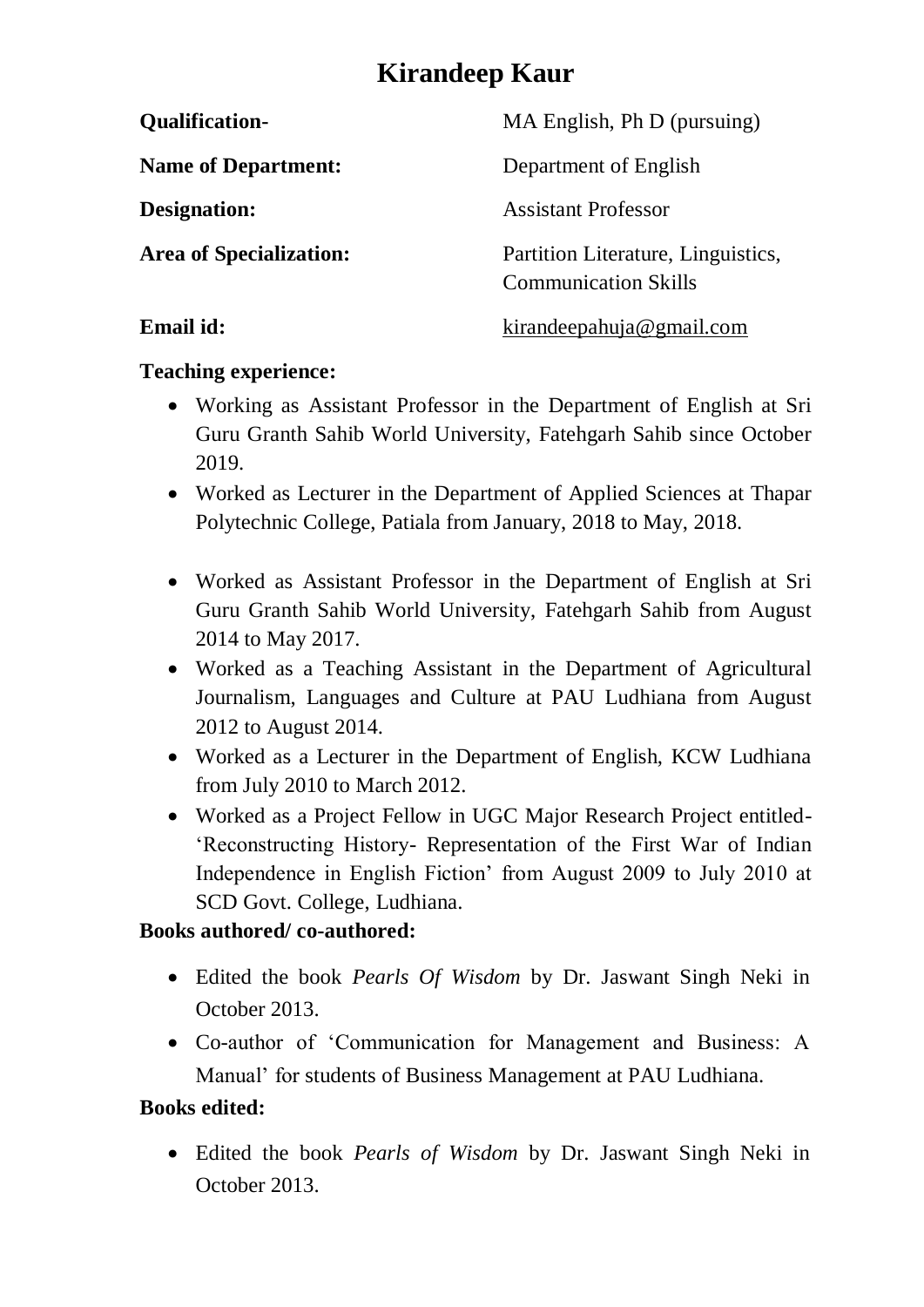# Kirandeep Kaur

**Qualification-** MA English, Ph D (pursuing)

**Name of Department:** Department of English

**Designation:** Assistant Professor

**Area of Specialization:** Partition Literature, Linguistics, Communication Skills

**Email id:** kirandeepahuja@gmail.com

**Teaching experience:**

- Working as Assistant Professor in the Department of English at Sri Guru Granth Sahib World University, Fatehgarh Sahib since October 2019.
- Worked as Lecturer in the Department of Applied Sciences at Thapar Polytechnic College, Patiala from January, 2018 to May, 2018.
- Worked as Assistant Professor in the Department of English at Sri Guru Granth Sahib World University, Fatehgarh Sahib from August 2014 to May 2017.
- Worked as a Teaching Assistant in the Department of Agricultural Journalism, Languages and Culture at PAU Ludhiana from August 2012 to August 2014.
- Worked as a Lecturer in the Department of English, KCW Ludhiana from July 2010 to March 2012.
- Worked as a Project Fellow in UGC Major Research Project entitled- 'Reconstructing History- Representation of the First War of Indian Independence in English Fiction' from August 2009 to July 2010 at SCD Govt. College, Ludhiana.

**Books authored/ co-authored:**

- Edited the book *Pearls Of Wisdom* by Dr. Jaswant Singh Neki in October 2013.
- Co-author of 'Communication for Management and Business: A Manual' for students of Business Management at PAU Ludhiana.

**Books edited:**

- Edited the book *Pearls of Wisdom* by Dr. Jaswant Singh Neki in October 2013.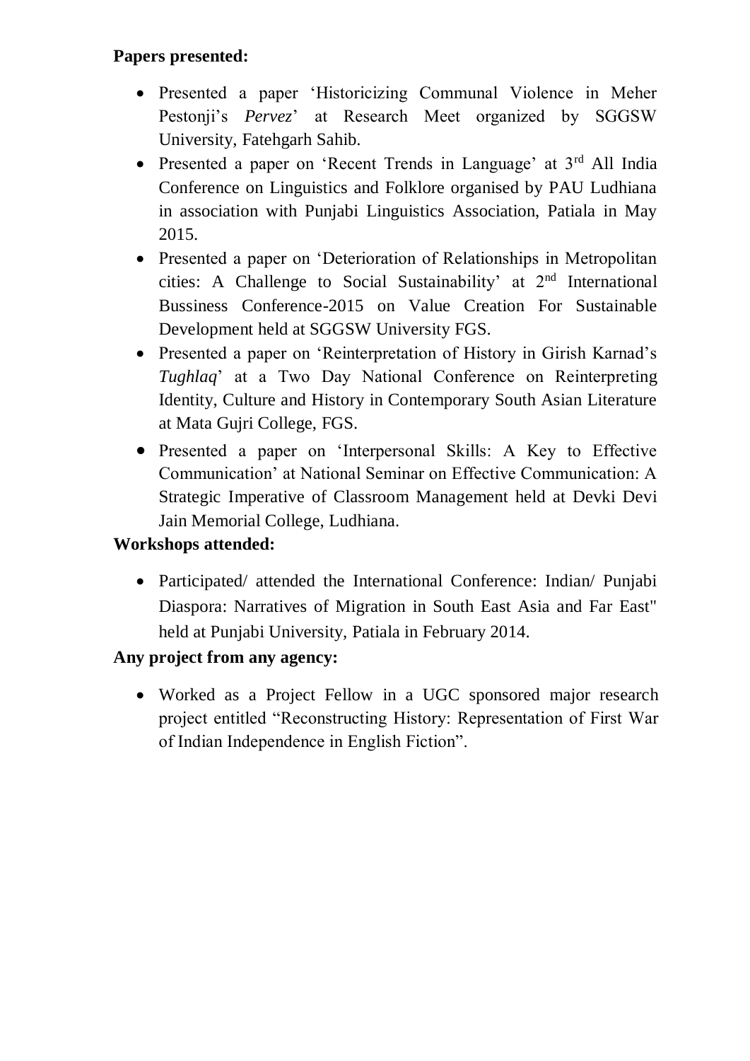**Papers presented:**

- Presented a paper 'Historicizing Communal Violence in Meher Pestonji's *Pervez*' at Research Meet organized by SGGSW University, Fatehgarh Sahib.
- Presented a paper on 'Recent Trends in Language' at 3rd All India Conference on Linguistics and Folklore organised by PAU Ludhiana in association with Punjabi Linguistics Association, Patiala in May 2015.
- Presented a paper on 'Deterioration of Relationships in Metropolitan cities: A Challenge to Social Sustainability' at 2nd International Bussiness Conference-2015 on Value Creation For Sustainable Development held at SGGSW University FGS.
- Presented a paper on 'Reinterpretation of History in Girish Karnad's *Tughlaq*' at a Two Day National Conference on Reinterpreting Identity, Culture and History in Contemporary South Asian Literature at Mata Gujri College, FGS.
- Presented a paper on 'Interpersonal Skills: A Key to Effective Communication' at National Seminar on Effective Communication: A Strategic Imperative of Classroom Management held at Devki Devi Jain Memorial College, Ludhiana.

**Workshops attended:**

- Participated/ attended the International Conference: Indian/ Punjabi Diaspora: Narratives of Migration in South East Asia and Far East" held at Punjabi University, Patiala in February 2014.

**Any project from any agency:**

- Worked as a Project Fellow in a UGC sponsored major research project entitled "Reconstructing History: Representation of First War of Indian Independence in English Fiction".